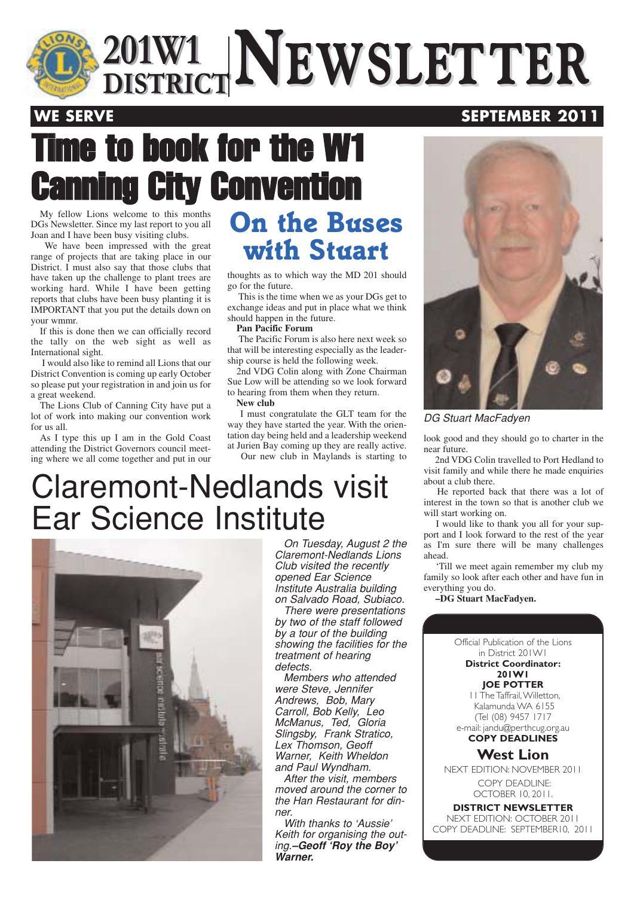# 201W1 DISTRICT NEWSLETTER

**WE SERVE** **SEPTEMBER 2011**

# Time to book for the W1 Canning City Convention

## On the Buses with Stuart

My fellow Lions welcome to this months DGs Newsletter. Since my last report to you all Joan and I have been busy visiting clubs.

We have been impressed with the great range of projects that are taking place in our District. I must also say that those clubs that have taken up the challenge to plant trees are working hard. While I have been getting reports that clubs have been busy planting it is IMPORTANT that you put the details down on your wmmr.

If this is done then we can officially record the tally on the web sight as well as International sight.

I would also like to remind all Lions that our District Convention is coming up early October so please put your registration in and join us for a great weekend.

The Lions Club of Canning City have put a lot of work into making our convention work for us all.

As I type this up I am in the Gold Coast attending the District Governors council meeting where we all come together and put in our thoughts as to which way the MD 201 should go for the future.

This is the time when we as your DGs get to exchange ideas and put in place what we think should happen in the future.

**Pan Pacific Forum**

The Pacific Forum is also here next week so that will be interesting especially as the leadership course is held the following week.

2nd VDG Colin along with Zone Chairman Sue Low will be attending so we look forward to hearing from them when they return.

**New club**

I must congratulate the GLT team for the way they have started the year. With the orientation day being held and a leadership weekend at Jurien Bay coming up they are really active.

Our new club in Maylands is starting to look good and they should go to charter in the near future.

2nd VDG Colin travelled to Port Hedland to visit family and while there he made enquiries about a club there.

He reported back that there was a lot of interest in the town so that is another club we will start working on.

I would like to thank you all for your support and I look forward to the rest of the year as I'm sure there will be many challenges ahead.

'Till we meet again remember my club my family so look after each other and have fun in everything you do.

**–DG Stuart MacFadyen.**

*DG Stuart MacFadyen*

# Claremont-Nedlands visit Ear Science Institute

*On Tuesday, August 2 the Claremont-Nedlands Lions Club visited the recently opened Ear Science Institute Australia building on Salvado Road, Subiaco.*

*There were presentations by two of the staff followed by a tour of the building showing the facilities for the treatment of hearing defects.*

*Members who attended were Steve, Jennifer Andrews, Bob, Mary Carroll, Bob Kelly, Leo McManus, Ted, Gloria Slingsby, Frank Stratico, Lex Thomson, Geoff Warner, Keith Wheldon and Paul Wyndham.*

*After the visit, members moved around the corner to the Han Restaurant for dinner.*

*With thanks to 'Aussie' Keith for organising the outing.* ***–Geoff 'Roy the Boy' Warner.***

---

Official Publication of the Lions in District 201W1

**District Coordinator: 201W1**
**JOE POTTER**
11 The Taffrail, Willetton, Kalamunda WA 6155
(Tel (08) 9457 1717
e-mail: jandu@perthcug.org.au

**COPY DEADLINES**

**West Lion**
NEXT EDITION: NOVEMBER 2011
COPY DEADLINE: OCTOBER 10, 2011.

**DISTRICT NEWSLETTER**
NEXT EDITION: OCTOBER 2011
COPY DEADLINE: SEPTEMBER10, 2011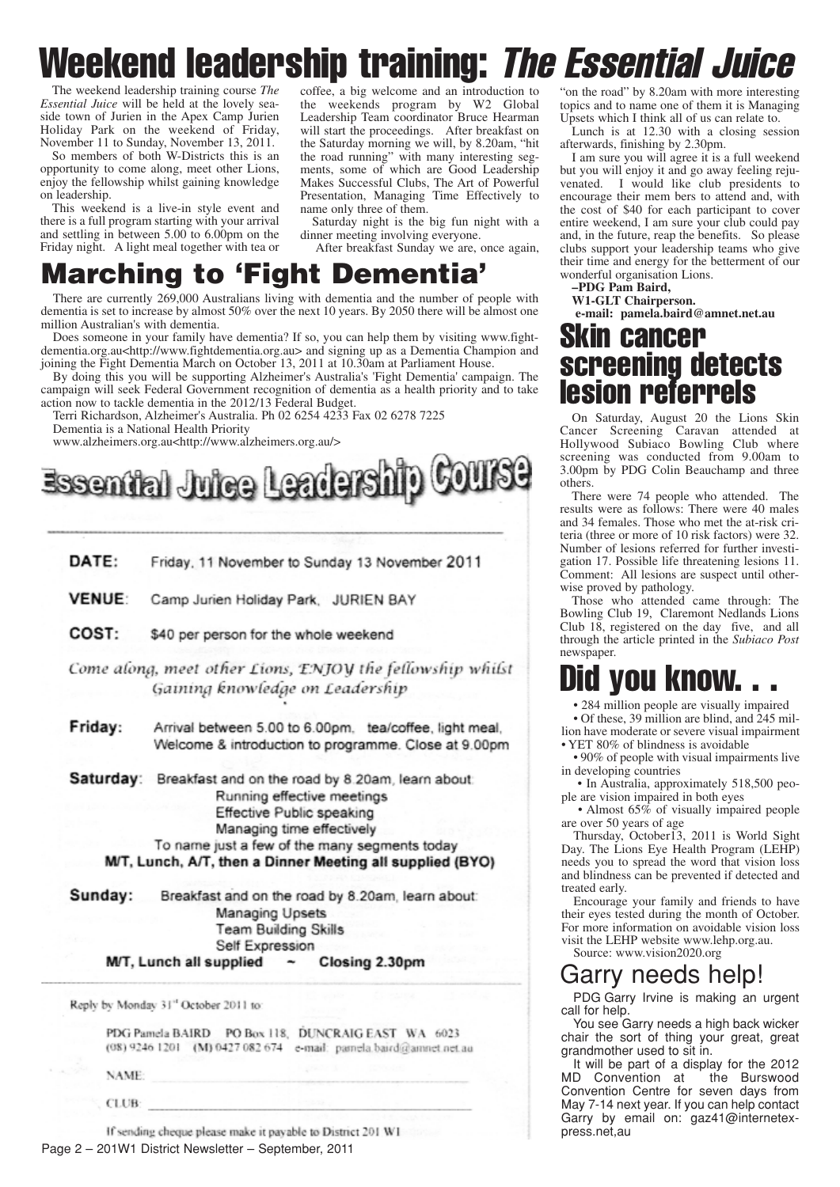# Weekend leadership training: *The Essential Juice*

The weekend leadership training course *The Essential Juice* will be held at the lovely seaside town of Jurien in the Apex Camp Jurien Holiday Park on the weekend of Friday, November 11 to Sunday, November 13, 2011.

So members of both W-Districts this is an opportunity to come along, meet other Lions, enjoy the fellowship whilst gaining knowledge on leadership.

This weekend is a live-in style event and there is a full program starting with your arrival and settling in between 5.00 to 6.00pm on the Friday night. A light meal together with tea or coffee, a big welcome and an introduction to the weekends program by W2 Global Leadership Team coordinator Bruce Hearman will start the proceedings. After breakfast on the Saturday morning we will, by 8.20am, "hit the road running" with many interesting segments, some of which are Good Leadership Makes Successful Clubs, The Art of Powerful Presentation, Managing Time Effectively to name only three of them.

Saturday night is the big fun night with a dinner meeting involving everyone.

After breakfast Sunday we are, once again, "on the road" by 8.20am with more interesting topics and to name one of them it is Managing Upsets which I think all of us can relate to.

Lunch is at 12.30 with a closing session afterwards, finishing by 2.30pm.

I am sure you will agree it is a full weekend but you will enjoy it and go away feeling rejuvenated. I would like club presidents to encourage their mem bers to attend and, with the cost of $40 for each participant to cover entire weekend, I am sure your club could pay and, in the future, reap the benefits. So please clubs support your leadership teams who give their time and energy for the betterment of our wonderful organisation Lions.

**–PDG Pam Baird,**
**W1-GLT Chairperson.**
**e-mail: pamela.baird@amnet.net.au**

# Marching to 'Fight Dementia'

There are currently 269,000 Australians living with dementia and the number of people with dementia is set to increase by almost 50% over the next 10 years. By 2050 there will be almost one million Australian's with dementia.

Does someone in your family have dementia? If so, you can help them by visiting www.fightdementia.org.au<http://www.fightdementia.org.au> and signing up as a Dementia Champion and joining the Fight Dementia March on October 13, 2011 at 10.30am at Parliament House.

By doing this you will be supporting Alzheimer's Australia's 'Fight Dementia' campaign. The campaign will seek Federal Government recognition of dementia as a health priority and to take action now to tackle dementia in the 2012/13 Federal Budget.

Terri Richardson, Alzheimer's Australia. Ph 02 6254 4233 Fax 02 6278 7225

Dementia is a National Health Priority

www.alzheimers.org.au<http://www.alzheimers.org.au/>

## Essential Juice Leadership Course

**DATE:** Friday, 11 November to Sunday 13 November 2011

**VENUE:** Camp Jurien Holiday Park, JURIEN BAY

**COST:** $40 per person for the whole weekend

*Come along, meet other Lions, ENJOY the fellowship whilst Gaining knowledge on Leadership*

**Friday:** Arrival between 5.00 to 6.00pm. tea/coffee, light meal, Welcome & introduction to programme. Close at 9.00pm

**Saturday:** Breakfast and on the road by 8.20am, learn about:
- Running effective meetings
- Effective Public speaking
- Managing time effectively

To name just a few of the many segments today

**M/T, Lunch, A/T, then a Dinner Meeting all supplied (BYO)**

**Sunday:** Breakfast and on the road by 8.20am, learn about:
- Managing Upsets
- Team Building Skills
- Self Expression

**M/T, Lunch all supplied ~ Closing 2.30pm**

Reply by Monday 31st October 2011 to:

PDG Pamela BAIRD PO Box 118, DUNCRAIG EAST WA 6023
(08) 9246 1201 (M) 0427 082 674 e-mail: pamela.baird@amnet.net.au

NAME: ____________________

CLUB: ____________________

If sending cheque please make it payable to District 201 W1

# Skin cancer screening detects lesion referrels

On Saturday, August 20 the Lions Skin Cancer Screening Caravan attended at Hollywood Subiaco Bowling Club where screening was conducted from 9.00am to 3.00pm by PDG Colin Beauchamp and three others.

There were 74 people who attended. The results were as follows: There were 40 males and 34 females. Those who met the at-risk criteria (three or more of 10 risk factors) were 32. Number of lesions referred for further investigation 17. Possible life threatening lesions 11. Comment: All lesions are suspect until otherwise proved by pathology.

Those who attended came through: The Bowling Club 19, Claremont Nedlands Lions Club 18, registered on the day five, and all through the article printed in the *Subiaco Post* newspaper.

# Did you know. . .

- 284 million people are visually impaired
- Of these, 39 million are blind, and 245 million have moderate or severe visual impairment
- YET 80% of blindness is avoidable
- 90% of people with visual impairments live in developing countries
- In Australia, approximately 518,500 people are vision impaired in both eyes
- Almost 65% of visually impaired people are over 50 years of age

Thursday, October13, 2011 is World Sight Day. The Lions Eye Health Program (LEHP) needs you to spread the word that vision loss and blindness can be prevented if detected and treated early.

Encourage your family and friends to have their eyes tested during the month of October. For more information on avoidable vision loss visit the LEHP website www.lehp.org.au.

Source: www.vision2020.org

# Garry needs help!

PDG Garry Irvine is making an urgent call for help.

You see Garry needs a high back wicker chair the sort of thing your great, great grandmother used to sit in.

It will be part of a display for the 2012 MD Convention at the Burswood Convention Centre for seven days from May 7-14 next year. If you can help contact Garry by email on: gaz41@internetexpress.net,au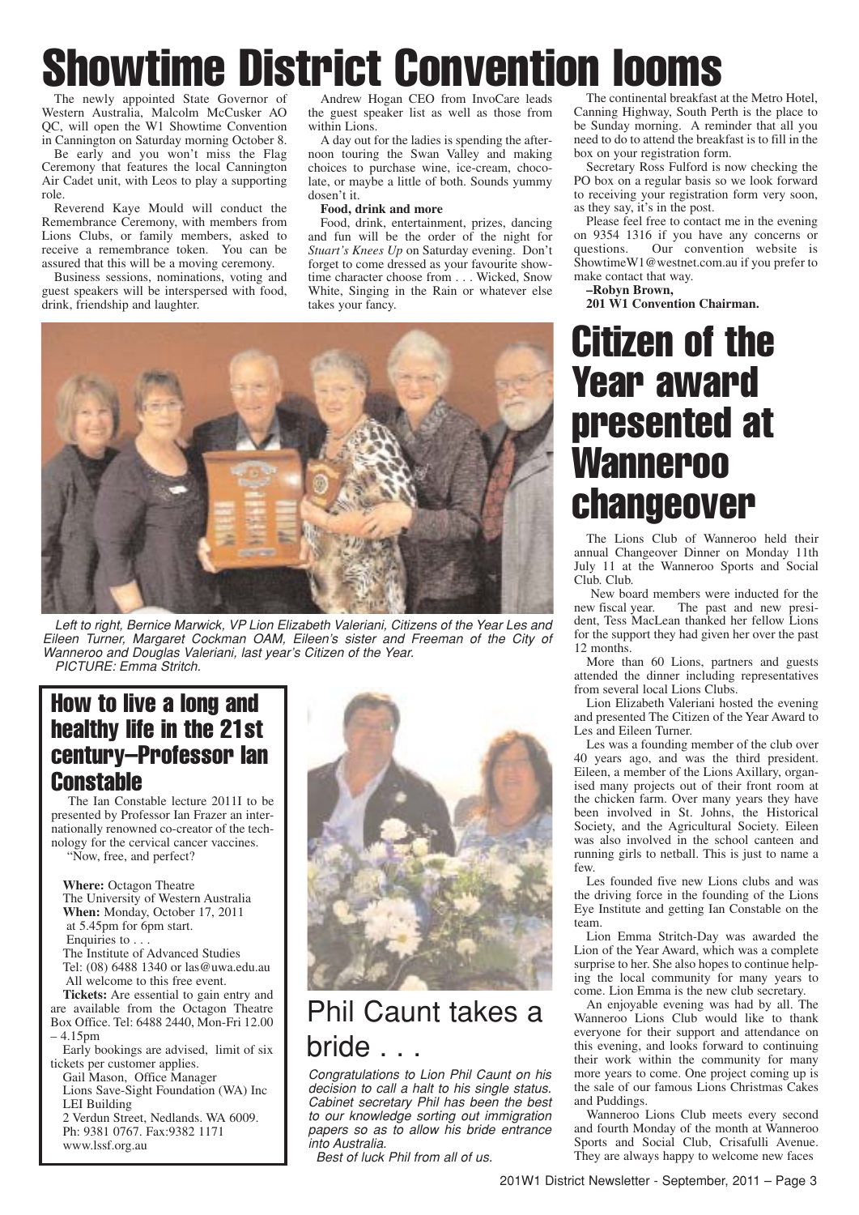# Showtime District Convention looms

The newly appointed State Governor of Western Australia, Malcolm McCusker AO QC, will open the W1 Showtime Convention in Cannington on Saturday morning October 8.

Be early and you won't miss the Flag Ceremony that features the local Cannington Air Cadet unit, with Leos to play a supporting role.

Reverend Kaye Mould will conduct the Remembrance Ceremony, with members from Lions Clubs, or family members, asked to receive a remembrance token. You can be assured that this will be a moving ceremony.

Business sessions, nominations, voting and guest speakers will be interspersed with food, drink, friendship and laughter.

Andrew Hogan CEO from InvoCare leads the guest speaker list as well as those from within Lions.

A day out for the ladies is spending the afternoon touring the Swan Valley and making choices to purchase wine, ice-cream, chocolate, or maybe a little of both. Sounds yummy dosen't it.

**Food, drink and more**

Food, drink, entertainment, prizes, dancing and fun will be the order of the night for *Stuart's Knees Up* on Saturday evening. Don't forget to come dressed as your favourite showtime character choose from . . . Wicked, Snow White, Singing in the Rain or whatever else takes your fancy.

The continental breakfast at the Metro Hotel, Canning Highway, South Perth is the place to be Sunday morning. A reminder that all you need to do to attend the breakfast is to fill in the box on your registration form.

Secretary Ross Fulford is now checking the PO box on a regular basis so we look forward to receiving your registration form very soon, as they say, it's in the post.

Please feel free to contact me in the evening on 9354 1316 if you have any concerns or questions. Our convention website is ShowtimeW1@westnet.com.au if you prefer to make contact that way.

**–Robyn Brown,**
**201 W1 Convention Chairman.**

*Left to right, Bernice Marwick, VP Lion Elizabeth Valeriani, Citizens of the Year Les and Eileen Turner, Margaret Cockman OAM, Eileen's sister and Freeman of the City of Wanneroo and Douglas Valeriani, last year's Citizen of the Year.*
*PICTURE: Emma Stritch.*

# Citizen of the Year award presented at Wanneroo changeover

The Lions Club of Wanneroo held their annual Changeover Dinner on Monday 11th July 11 at the Wanneroo Sports and Social Club. Club.

New board members were inducted for the new fiscal year. The past and new president, Tess MacLean thanked her fellow Lions for the support they had given her over the past 12 months.

More than 60 Lions, partners and guests attended the dinner including representatives from several local Lions Clubs.

Lion Elizabeth Valeriani hosted the evening and presented The Citizen of the Year Award to Les and Eileen Turner.

Les was a founding member of the club over 40 years ago, and was the third president. Eileen, a member of the Lions Axillary, organised many projects out of their front room at the chicken farm. Over many years they have been involved in St. Johns, the Historical Society, and the Agricultural Society. Eileen was also involved in the school canteen and running girls to netball. This is just to name a few.

Les founded five new Lions clubs and was the driving force in the founding of the Lions Eye Institute and getting Ian Constable on the team.

Lion Emma Stritch-Day was awarded the Lion of the Year Award, which was a complete surprise to her. She also hopes to continue helping the local community for many years to come. Lion Emma is the new club secretary.

An enjoyable evening was had by all. The Wanneroo Lions Club would like to thank everyone for their support and attendance on this evening, and looks forward to continuing their work within the community for many more years to come. One project coming up is the sale of our famous Lions Christmas Cakes and Puddings.

Wanneroo Lions Club meets every second and fourth Monday of the month at Wanneroo Sports and Social Club, Crisafulli Avenue. They are always happy to welcome new faces

## How to live a long and healthy life in the 21st century–Professor Ian Constable

The Ian Constable lecture 2011I to be presented by Professor Ian Frazer an internationally renowned co-creator of the technology for the cervical cancer vaccines.

"Now, free, and perfect?

**Where:** Octagon Theatre
The University of Western Australia
**When:** Monday, October 17, 2011
at 5.45pm for 6pm start.
Enquiries to . . .
The Institute of Advanced Studies
Tel: (08) 6488 1340 or las@uwa.edu.au
All welcome to this free event.

**Tickets:** Are essential to gain entry and are available from the Octagon Theatre Box Office. Tel: 6488 2440, Mon-Fri 12.00 – 4.15pm

Early bookings are advised, limit of six tickets per customer applies.

Gail Mason, Office Manager
Lions Save-Sight Foundation (WA) Inc
LEI Building
2 Verdun Street, Nedlands. WA 6009.
Ph: 9381 0767. Fax:9382 1171
www.lssf.org.au

## Phil Caunt takes a bride . . .

*Congratulations to Lion Phil Caunt on his decision to call a halt to his single status. Cabinet secretary Phil has been the best to our knowledge sorting out immigration papers so as to allow his bride entrance into Australia.*

*Best of luck Phil from all of us.*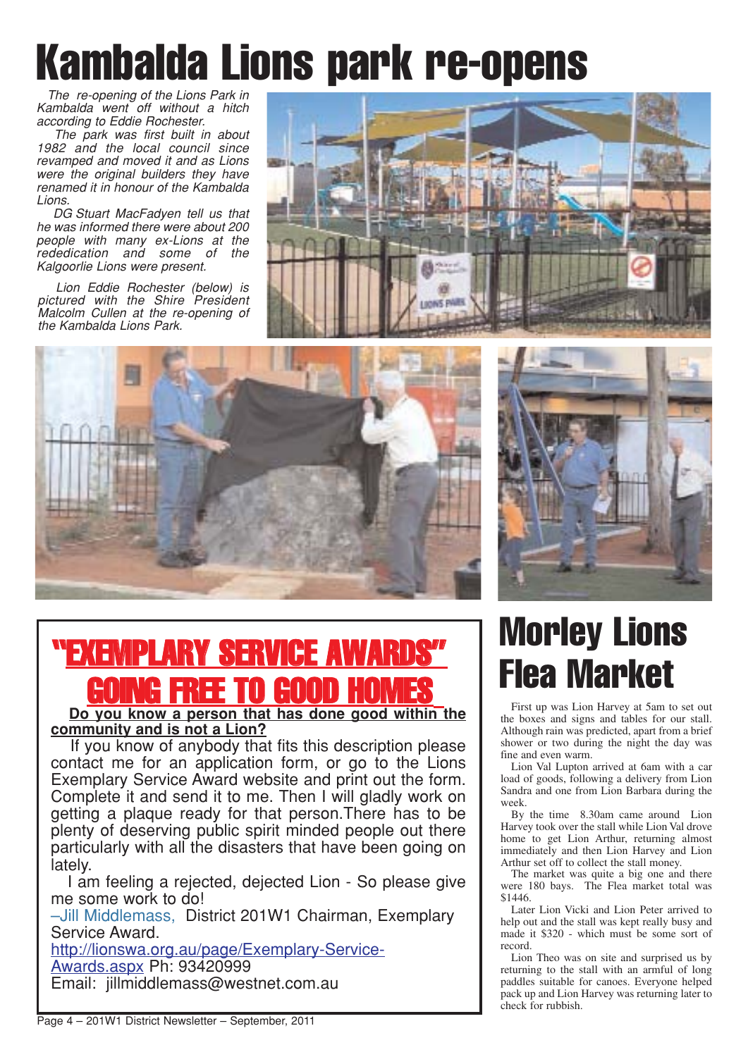# Kambalda Lions park re-opens

*The re-opening of the Lions Park in Kambalda went off without a hitch according to Eddie Rochester.*

*The park was first built in about 1982 and the local council since revamped and moved it and as Lions were the original builders they have renamed it in honour of the Kambalda Lions.*

*DG Stuart MacFadyen tell us that he was informed there were about 200 people with many ex-Lions at the rededication and some of the Kalgoorlie Lions were present.*

*Lion Eddie Rochester (below) is pictured with the Shire President Malcolm Cullen at the re-opening of the Kambalda Lions Park.*

## "EXEMPLARY SERVICE AWARDS" GOING FREE TO GOOD HOMES

**Do you know a person that has done good within the community and is not a Lion?**

If you know of anybody that fits this description please contact me for an application form, or go to the Lions Exemplary Service Award website and print out the form. Complete it and send it to me. Then I will gladly work on getting a plaque ready for that person.There has to be plenty of deserving public spirit minded people out there particularly with all the disasters that have been going on lately.

I am feeling a rejected, dejected Lion - So please give me some work to do!

–Jill Middlemass, District 201W1 Chairman, Exemplary Service Award.

http://lionswa.org.au/page/Exemplary-Service-Awards.aspx Ph: 93420999

Email: jillmiddlemass@westnet.com.au

# Morley Lions Flea Market

First up was Lion Harvey at 5am to set out the boxes and signs and tables for our stall. Although rain was predicted, apart from a brief shower or two during the night the day was fine and even warm.

Lion Val Lupton arrived at 6am with a car load of goods, following a delivery from Lion Sandra and one from Lion Barbara during the week.

By the time 8.30am came around Lion Harvey took over the stall while Lion Val drove home to get Lion Arthur, returning almost immediately and then Lion Harvey and Lion Arthur set off to collect the stall money.

The market was quite a big one and there were 180 bays. The Flea market total was $1446.

Later Lion Vicki and Lion Peter arrived to help out and the stall was kept really busy and made it $320 - which must be some sort of record.

Lion Theo was on site and surprised us by returning to the stall with an armful of long paddles suitable for canoes. Everyone helped pack up and Lion Harvey was returning later to check for rubbish.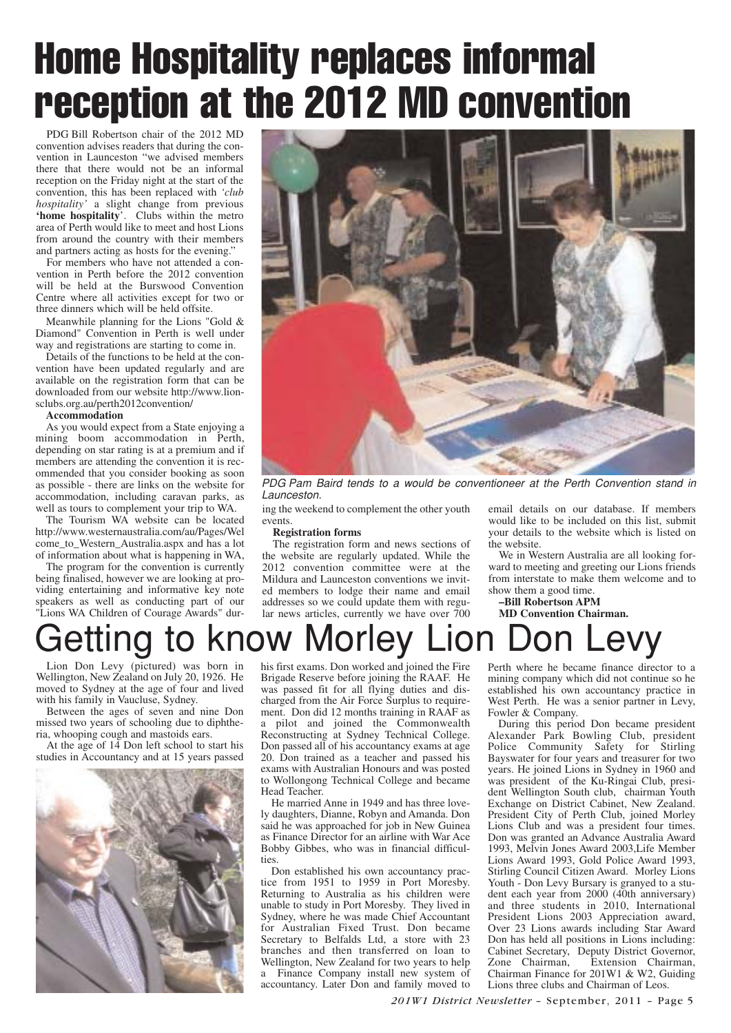# Home Hospitality replaces informal reception at the 2012 MD convention

PDG Bill Robertson chair of the 2012 MD convention advises readers that during the convention in Launceston "we advised members there that there would not be an informal reception on the Friday night at the start of the convention, this has been replaced with *'club hospitality'* a slight change from previous **'home hospitality**'. Clubs within the metro area of Perth would like to meet and host Lions from around the country with their members and partners acting as hosts for the evening."

For members who have not attended a convention in Perth before the 2012 convention will be held at the Burswood Convention Centre where all activities except for two or three dinners which will be held offsite.

Meanwhile planning for the Lions "Gold & Diamond" Convention in Perth is well under way and registrations are starting to come in.

Details of the functions to be held at the convention have been updated regularly and are available on the registration form that can be downloaded from our website http://www.lionsclubs.org.au/perth2012convention/

**Accommodation**

As you would expect from a State enjoying a mining boom accommodation in Perth, depending on star rating is at a premium and if members are attending the convention it is recommended that you consider booking as soon as possible - there are links on the website for accommodation, including caravan parks, as well as tours to complement your trip to WA.

The Tourism WA website can be located http://www.westernaustralia.com/au/Pages/Welcome_to_Western_Australia.aspx and has a lot of information about what is happening in WA,

The program for the convention is currently being finalised, however we are looking at providing entertaining and informative key note speakers as well as conducting part of our "Lions WA Children of Courage Awards" during the weekend to complement the other youth events.

*PDG Pam Baird tends to a would be conventioneer at the Perth Convention stand in Launceston.*

**Registration forms**

The registration form and news sections of the website are regularly updated. While the 2012 convention committee were at the Mildura and Launceston conventions we invited members to lodge their name and email addresses so we could update them with regular news articles, currently we have over 700 email details on our database. If members would like to be included on this list, submit your details to the website which is listed on the website.

We in Western Australia are all looking forward to meeting and greeting our Lions friends from interstate to make them welcome and to show them a good time.

**–Bill Robertson APM**
**MD Convention Chairman.**

# Getting to know Morley Lion Don Levy

Lion Don Levy (pictured) was born in Wellington, New Zealand on July 20, 1926. He moved to Sydney at the age of four and lived with his family in Vaucluse, Sydney.

Between the ages of seven and nine Don missed two years of schooling due to diphtheria, whooping cough and mastoids ears.

At the age of 14 Don left school to start his studies in Accountancy and at 15 years passed his first exams. Don worked and joined the Fire Brigade Reserve before joining the RAAF. He was passed fit for all flying duties and discharged from the Air Force Surplus to requirement. Don did 12 months training in RAAF as a pilot and joined the Commonwealth Reconstructing at Sydney Technical College. Don passed all of his accountancy exams at age 20. Don trained as a teacher and passed his exams with Australian Honours and was posted to Wollongong Technical College and became Head Teacher.

He married Anne in 1949 and has three lovely daughters, Dianne, Robyn and Amanda. Don said he was approached for job in New Guinea as Finance Director for an airline with War Ace Bobby Gibbes, who was in financial difficulties.

Don established his own accountancy practice from 1951 to 1959 in Port Moresby. Returning to Australia as his children were unable to study in Port Moresby. They lived in Sydney, where he was made Chief Accountant for Australian Fixed Trust. Don became Secretary to Belfalds Ltd, a store with 23 branches and then transferred on loan to Wellington, New Zealand for two years to help a Finance Company install new system of accountancy. Later Don and family moved to Perth where he became finance director to a mining company which did not continue so he established his own accountancy practice in West Perth. He was a senior partner in Levy, Fowler & Company.

During this period Don became president Alexander Park Bowling Club, president Police Community Safety for Stirling Bayswater for four years and treasurer for two years. He joined Lions in Sydney in 1960 and was president of the Ku-Ringai Club, president Wellington South club, chairman Youth Exchange on District Cabinet, New Zealand. President City of Perth Club, joined Morley Lions Club and was a president four times. Don was granted an Advance Australia Award 1993, Melvin Jones Award 2003,Life Member Lions Award 1993, Gold Police Award 1993, Stirling Council Citizen Award. Morley Lions Youth - Don Levy Bursary is granyed to a student each year from 2000 (40th anniversary) and three students in 2010, International President Lions 2003 Appreciation award, Over 23 Lions awards including Star Award Don has held all positions in Lions including: Cabinet Secretary, Deputy District Governor, Zone Chairman, Extension Chairman, Chairman Finance for 201W1 & W2, Guiding Lions three clubs and Chairman of Leos.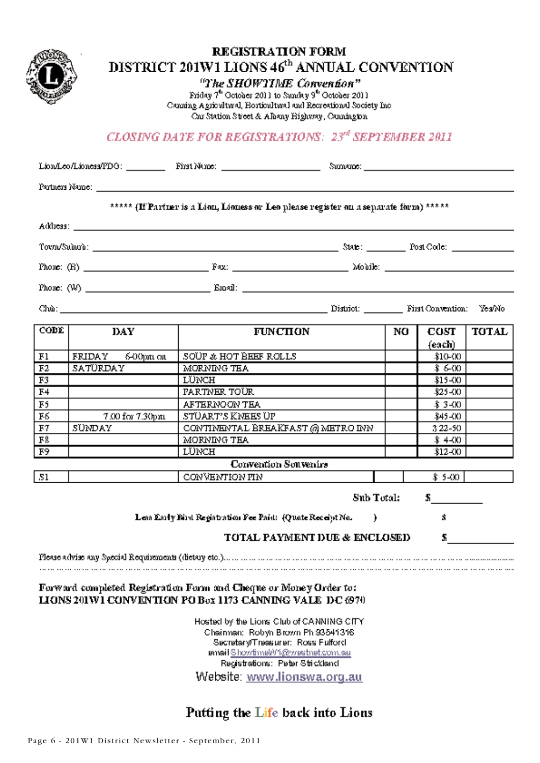# REGISTRATION FORM

## DISTRICT 201W1 LIONS 46th ANNUAL CONVENTION

### *"The SHOWTIME Convention"*

Friday 7th October 2011 to Sunday 9th October 2011
Canning Agricultural, Horticultural and Recreational Society Inc
Cnr Station Street & Albany Highway, Cannington

***CLOSING DATE FOR REGISTRATIONS: 23rd SEPTEMBER 2011***

Lion/Leo/Lioness/PDG: ________ First Name: ____________________ Surname: ________________________

Partners Name: ______________________________________________________________

***** (If Partner is a Lion, Lioness or Leo please register on a separate form) *****

Address: ______________________________________________________________

Town/Suburb: ____________________________________ State: ________ Post Code: ____________

Phone: (H) ______________________ Fax: ______________________ Mobile: ______________________

Phone: (W) ______________________ Email: ______________________________________________

Club: ______________________________________ District: ________ First Convention: Yes/No

| CODE | DAY | FUNCTION | NO | COST (each) | TOTAL |
|---|---|---|---|---|---|
| F1 | FRIDAY 6-00pm on | SOUP & HOT BEEF ROLLS | | $10-00 | |
| F2 | SATURDAY | MORNING TEA | | $ 6-00 | |
| F3 | | LUNCH | | $15-00 | |
| F4 | | PARTNER TOUR | | $25-00 | |
| F5 | | AFTERNOON TEA | | $ 3-00 | |
| F6 | 7.00 for 7.30pm | STUART'S KNEES UP | | $45-00 | |
| F7 | SUNDAY | CONTINENTAL BREAKFAST @ METRO INN | | $22-50 | |
| F8 | | MORNING TEA | | $ 4-00 | |
| F9 | | LUNCH | | $12-00 | |
| | | **Convention Souvenirs** | | | |
| S1 | | CONVENTION PIN | | $ 5-00 | |

**Sub Total:** $__________

**Less Early Bird Registration Fee Paid: (Quote Receipt No. )** $

**TOTAL PAYMENT DUE & ENCLOSED** $____________

Please advise any Special Requirements (dietary etc.)................................................................................................................
..........................................................................................................................................................................................

**Forward completed Registration Form and Cheque or Money Order to:**
**LIONS 201W1 CONVENTION PO Box 1173 CANNING VALE DC 6970**

Hosted by the Lions Club of CANNING CITY
Chairman: Robyn Brown Ph 93541316
Secretary/Treasurer: Ross Fulford
email ShowtimeW1@westnet.com.au
Registrations: Peter Strickland
Website: www.lionswa.org.au

**Putting the Life back into Lions**